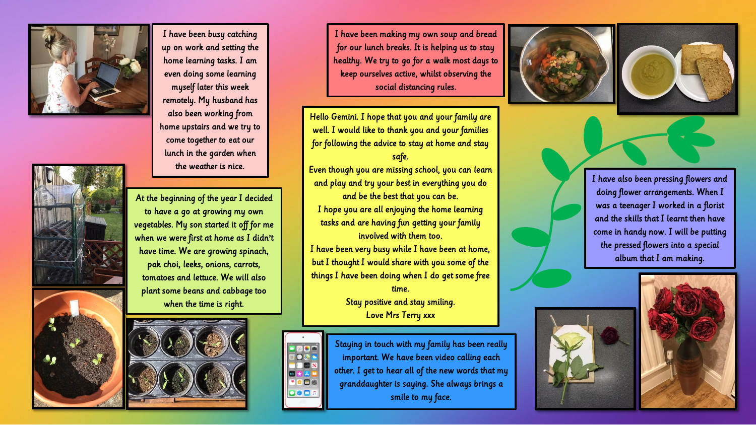I have been busy catching up on work and setting the home learning tasks. I am even doing some home learning myself later this week remotely. My husband has also been working from home upstairs and we try to come together to eat our lunch in the garden when the weather is nice.

At the beginning of the year I decided to have a go at growing my own vegetables. My son started it off for me when we were first at home as I didn't have time. We are growing spinach, pak choi, leeks, onions, carrots, tomatoes and lettuce. We will also plant some beans and cabbage too when the time is right.

I have been making my own soup and bread for our lunch breaks. It is helping us to stay healthy. We try to go for a walk most days to keep ourselves active, whilst observing the social distancing rules.

Hello Gemini. I hope that you and your family are well. I would like to thank you and your families for following the advice to stay at home and stay safe.

Even though you are missing school, you can learn and play and try your best in everything you do and be the best that you can be.

I hope you are all enjoying the home learning tasks and are having fun getting your family involved with them too.

I have been very busy while I have been at home, but I thought I would share with you some of the things I have been doing when I do get some free time.

Stay positive and stay smiling.

Love Mrs Terry xxx

Staying in touch with my family has been really important. We have been video calling each other. I get to hear all of the new words that my granddaughter is saying. She always brings a smile to my face.

I have also been pressing flowers and doing flower arrangements. When I was a teenager I worked in a florist and the skills that I learnt then have come in handy now. I will be putting the pressed flowers into a special album that I am making.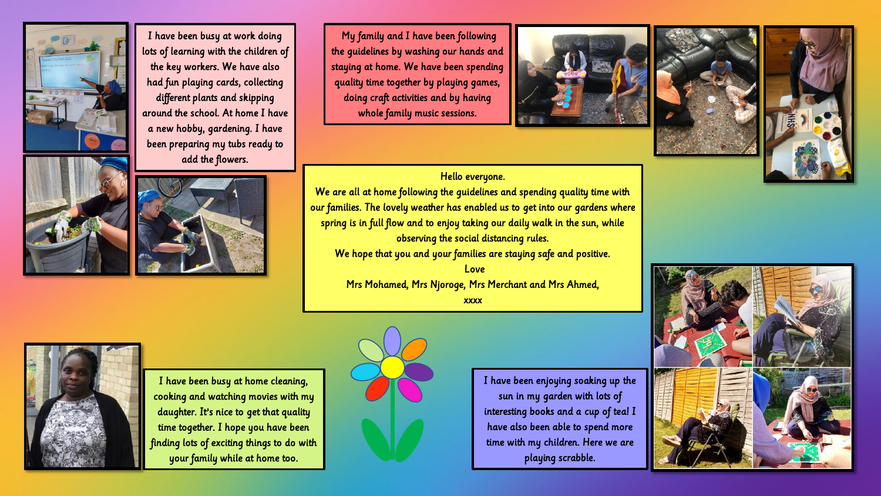I have been busy at work doing lots of learning with the children of the key workers. We have also had fun playing cards, collecting different plants and skipping around the school. At home I have a new hobby, gardening. I have been preparing my tubs ready to add the flowers.

My family and I have been following the guidelines by washing our hands and staying at home. We have been spending quality time together by playing games, doing craft activities and by having whole family music sessions.

Hello everyone.

We are all at home following the guidelines and spending quality time with our families. The lovely weather has enabled us to get into our gardens where spring is in full flow and to enjoy taking our daily walk in the sun, while observing the social distancing rules.

We hope that you and your families are staying safe and positive.

Love

Mrs Mohamed, Mrs Njoroge, Mrs Merchant and Mrs Ahmed,

xxxx

I have been busy at home cleaning, cooking and watching movies with my daughter. It's nice to get that quality time together. I hope you have been finding lots of exciting things to do with your family while at home too.

I have been enjoying soaking up the sun in my garden with lots of interesting books and a cup of tea! I have also been able to spend more time with my children. Here we are playing scrabble.